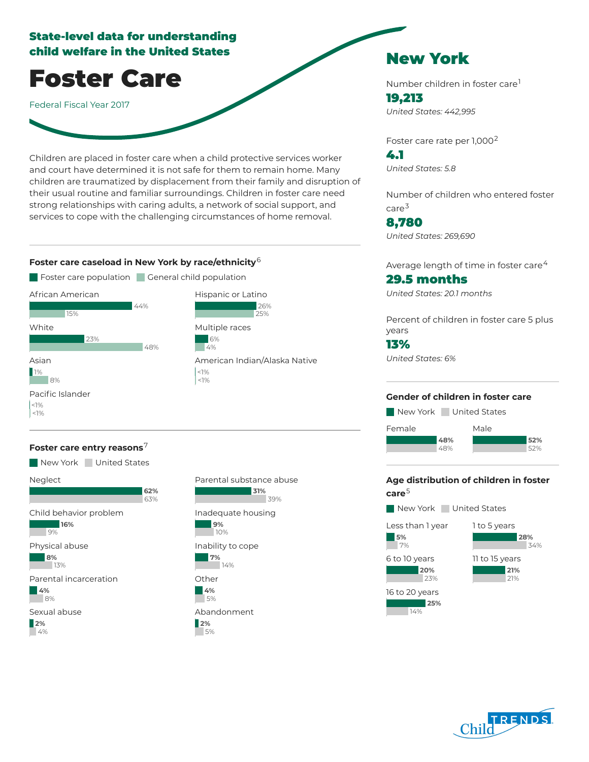State-level data for understanding child welfare in the United States

# Foster Care

Federal Fiscal Year 2017

Children are placed in foster care when a child protective services worker and court have determined it is not safe for them to remain home. Many children are traumatized by displacement from their family and disruption of their usual routine and familiar surroundings. Children in foster care need strong relationships with caring adults, a network of social support, and services to cope with the challenging circumstances of home removal.

## New York

Number children in foster care[1]

**19,213**

*United States: 442,995*

Foster care rate per 1,000[2]

**4.1**

*United States: 5.8*

Number of children who entered foster care[3]

**8,780**

*United States: 269,690*

Average length of time in foster care[4]

**29.5 months**

*United States: 20.1 months*

Percent of children in foster care 5 plus years

**13%**

*United States: 6%*

### Foster care caseload in New York by race/ethnicity[6]

| Race/ethnicity | Foster care population | General child population |
| --- | --- | --- |
| African American | 44% | 15% |
| White | 23% | 48% |
| Asian | 1% | 8% |
| Pacific Islander | <1% | <1% |
| Hispanic or Latino | 26% | 25% |
| Multiple races | 6% | 4% |
| American Indian/Alaska Native | <1% | <1% |

### Foster care entry reasons[7]

| Reason | New York | United States |
| --- | --- | --- |
| Neglect | 62% | 63% |
| Child behavior problem | 16% | 9% |
| Physical abuse | 8% | 13% |
| Parental incarceration | 4% | 8% |
| Sexual abuse | 2% | 4% |
| Parental substance abuse | 31% | 39% |
| Inadequate housing | 9% | 10% |
| Inability to cope | 7% | 14% |
| Other | 4% | 5% |
| Abandonment | 2% | 5% |

### Gender of children in foster care

| Gender | New York | United States |
| --- | --- | --- |
| Female | 48% | 48% |
| Male | 52% | 52% |

### Age distribution of children in foster care[5]

| Age | New York | United States |
| --- | --- | --- |
| Less than 1 year | 5% | 7% |
| 1 to 5 years | 28% | 34% |
| 6 to 10 years | 20% | 23% |
| 11 to 15 years | 21% | 21% |
| 16 to 20 years | 25% | 14% |

Child TRENDS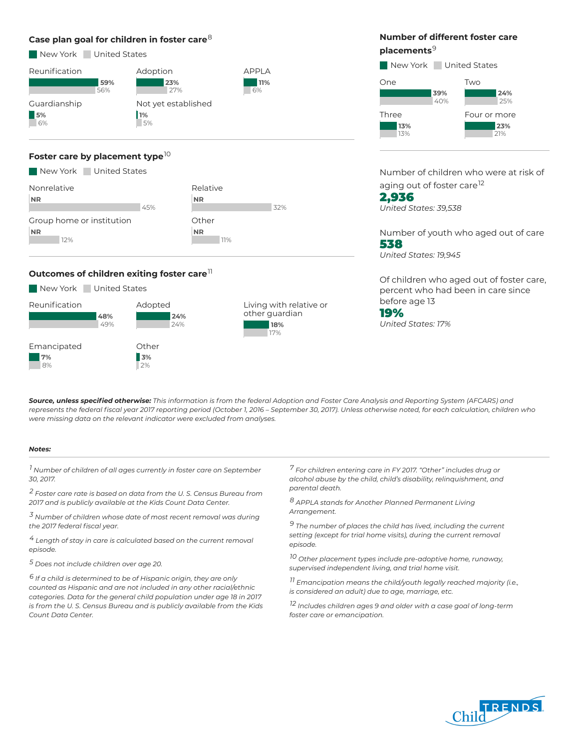## Case plan goal for children in foster care[8]

New York United States

Reunification
59%
56%

Adoption
23%
27%

APPLA
11%
6%

Guardianship
5%
6%

Not yet established
1%
5%

## Foster care by placement type[10]

New York United States

Nonrelative
NR
45%

Relative
NR
32%

Group home or institution
NR
12%

Other
NR
11%

## Outcomes of children exiting foster care[11]

New York United States

Reunification
48%
49%

Adopted
24%
24%

Living with relative or other guardian
18%
17%

Emancipated
7%
8%

Other
3%
2%

## Number of different foster care placements[9]

New York United States

One
39%
40%

Two
24%
25%

Three
13%
13%

Four or more
23%
21%

Number of children who were at risk of aging out of foster care[12]

**2,936**

*United States: 39,538*

Number of youth who aged out of care

**538**

*United States: 19,945*

Of children who aged out of foster care, percent who had been in care since before age 13

**19%**

*United States: 17%*

***Source, unless specified otherwise:*** *This information is from the federal Adoption and Foster Care Analysis and Reporting System (AFCARS) and represents the federal fiscal year 2017 reporting period (October 1, 2016 – September 30, 2017). Unless otherwise noted, for each calculation, children who were missing data on the relevant indicator were excluded from analyses.*

***Notes:***

*1 Number of children of all ages currently in foster care on September 30, 2017.*

*2 Foster care rate is based on data from the U. S. Census Bureau from 2017 and is publicly available at the Kids Count Data Center.*

*3 Number of children whose date of most recent removal was during the 2017 federal fiscal year.*

*4 Length of stay in care is calculated based on the current removal episode.*

*5 Does not include children over age 20.*

*6 If a child is determined to be of Hispanic origin, they are only counted as Hispanic and are not included in any other racial/ethnic categories. Data for the general child population under age 18 in 2017 is from the U. S. Census Bureau and is publicly available from the Kids Count Data Center.*

*7 For children entering care in FY 2017. "Other" includes drug or alcohol abuse by the child, child's disability, relinquishment, and parental death.*

*8 APPLA stands for Another Planned Permanent Living Arrangement.*

*9 The number of places the child has lived, including the current setting (except for trial home visits), during the current removal episode.*

*10 Other placement types include pre-adoptive home, runaway, supervised independent living, and trial home visit.*

*11 Emancipation means the child/youth legally reached majority (i.e., is considered an adult) due to age, marriage, etc.*

*12 Includes children ages 9 and older with a case goal of long-term foster care or emancipation.*

Child TRENDS.